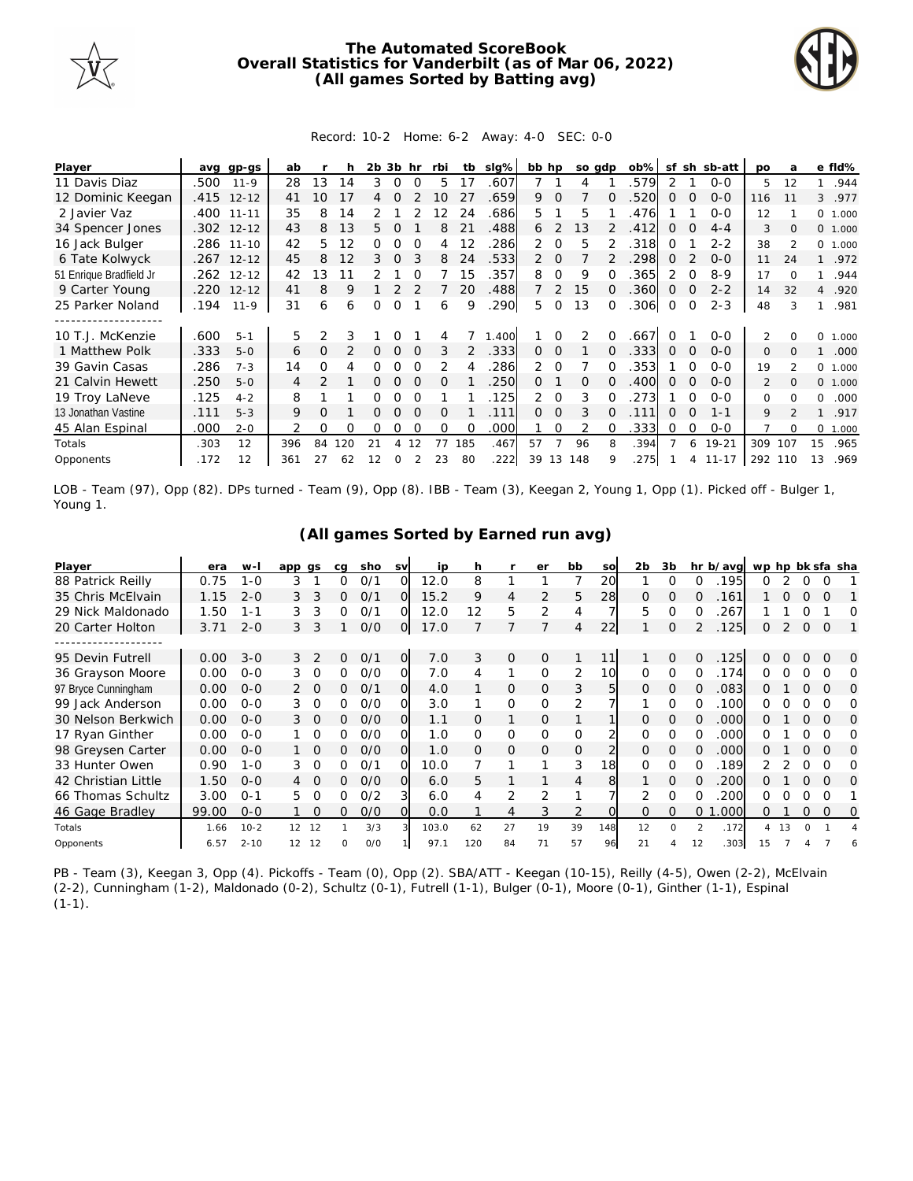# The Automated ScoreBook
## Overall Statistics for Vanderbilt (as of Mar 06, 2022)
### (All games Sorted by Batting avg)

Record: 10-2 Home: 6-2 Away: 4-0 SEC: 0-0

| Player | avg | gp-gs | ab | r | h | 2b | 3b | hr | rbi | tb | slg% | bb | hp | so | gdp | ob% | sf | sh | sb-att | po | a | e | fld% |
|---|---|---|---|---|---|---|---|---|---|---|---|---|---|---|---|---|---|---|---|---|---|---|---|
| 11 Davis Diaz | .500 | 11-9 | 28 | 13 | 14 | 3 | 0 | 0 | 5 | 17 | .607 | 7 | 1 | 4 | 1 | .579 | 2 | 1 | 0-0 | 5 | 12 | 1 | .944 |
| 12 Dominic Keegan | .415 | 12-12 | 41 | 10 | 17 | 4 | 0 | 2 | 10 | 27 | .659 | 9 | 0 | 7 | 0 | .520 | 0 | 0 | 0-0 | 116 | 11 | 3 | .977 |
| 2 Javier Vaz | .400 | 11-11 | 35 | 8 | 14 | 2 | 1 | 2 | 12 | 24 | .686 | 5 | 1 | 5 | 1 | .476 | 1 | 1 | 0-0 | 12 | 1 | 0 | 1.000 |
| 34 Spencer Jones | .302 | 12-12 | 43 | 8 | 13 | 5 | 0 | 1 | 8 | 21 | .488 | 6 | 2 | 13 | 2 | .412 | 0 | 0 | 4-4 | 3 | 0 | 0 | 1.000 |
| 16 Jack Bulger | .286 | 11-10 | 42 | 5 | 12 | 0 | 0 | 0 | 4 | 12 | .286 | 2 | 0 | 5 | 2 | .318 | 0 | 1 | 2-2 | 38 | 2 | 0 | 1.000 |
| 6 Tate Kolwyck | .267 | 12-12 | 45 | 8 | 12 | 3 | 0 | 3 | 8 | 24 | .533 | 2 | 0 | 7 | 2 | .298 | 0 | 2 | 0-0 | 11 | 24 | 1 | .972 |
| 51 Enrique Bradfield Jr | .262 | 12-12 | 42 | 13 | 11 | 2 | 1 | 0 | 7 | 15 | .357 | 8 | 0 | 9 | 0 | .365 | 2 | 0 | 8-9 | 17 | 0 | 1 | .944 |
| 9 Carter Young | .220 | 12-12 | 41 | 8 | 9 | 1 | 2 | 2 | 7 | 20 | .488 | 7 | 2 | 15 | 0 | .360 | 0 | 0 | 2-2 | 14 | 32 | 4 | .920 |
| 25 Parker Noland | .194 | 11-9 | 31 | 6 | 6 | 0 | 0 | 1 | 6 | 9 | .290 | 5 | 0 | 13 | 0 | .306 | 0 | 0 | 2-3 | 48 | 3 | 1 | .981 |
| 10 T.J. McKenzie | .600 | 5-1 | 5 | 2 | 3 | 1 | 0 | 1 | 4 | 7 | 1.400 | 1 | 0 | 2 | 0 | .667 | 0 | 1 | 0-0 | 2 | 0 | 0 | 1.000 |
| 1 Matthew Polk | .333 | 5-0 | 6 | 0 | 2 | 0 | 0 | 0 | 3 | 2 | .333 | 0 | 0 | 1 | 0 | .333 | 0 | 0 | 0-0 | 0 | 0 | 1 | .000 |
| 39 Gavin Casas | .286 | 7-3 | 14 | 0 | 4 | 0 | 0 | 0 | 2 | 4 | .286 | 2 | 0 | 7 | 0 | .353 | 1 | 0 | 0-0 | 19 | 2 | 0 | 1.000 |
| 21 Calvin Hewett | .250 | 5-0 | 4 | 2 | 1 | 0 | 0 | 0 | 0 | 1 | .250 | 0 | 1 | 0 | 0 | .400 | 0 | 0 | 0-0 | 2 | 0 | 0 | 1.000 |
| 19 Troy LaNeve | .125 | 4-2 | 8 | 1 | 1 | 0 | 0 | 0 | 1 | 1 | .125 | 2 | 0 | 3 | 0 | .273 | 1 | 0 | 0-0 | 0 | 0 | 0 | .000 |
| 13 Jonathan Vastine | .111 | 5-3 | 9 | 0 | 1 | 0 | 0 | 0 | 0 | 1 | .111 | 0 | 0 | 3 | 0 | .111 | 0 | 0 | 1-1 | 9 | 2 | 1 | .917 |
| 45 Alan Espinal | .000 | 2-0 | 2 | 0 | 0 | 0 | 0 | 0 | 0 | 0 | .000 | 1 | 0 | 2 | 0 | .333 | 0 | 0 | 0-0 | 7 | 0 | 0 | 1.000 |
| Totals | .303 | 12 | 396 | 84 | 120 | 21 | 4 | 12 | 77 | 185 | .467 | 57 | 7 | 96 | 8 | .394 | 7 | 6 | 19-21 | 309 | 107 | 15 | .965 |
| Opponents | .172 | 12 | 361 | 27 | 62 | 12 | 0 | 2 | 23 | 80 | .222 | 39 | 13 | 148 | 9 | .275 | 1 | 4 | 11-17 | 292 | 110 | 13 | .969 |

LOB - Team (97), Opp (82). DPs turned - Team (9), Opp (8). IBB - Team (3), Keegan 2, Young 1, Opp (1). Picked off - Bulger 1, Young 1.

### (All games Sorted by Earned run avg)

| Player | era | w-l | app | gs | cg | sho | sv | ip | h | r | er | bb | so | 2b | 3b | hr | b/avg | wp | hp | bk | sfa | sha |
|---|---|---|---|---|---|---|---|---|---|---|---|---|---|---|---|---|---|---|---|---|---|---|
| 88 Patrick Reilly | 0.75 | 1-0 | 3 | 1 | 0 | 0/1 | 0 | 12.0 | 8 | 1 | 1 | 7 | 20 | 1 | 0 | 0 | .195 | 0 | 2 | 0 | 0 | 1 |
| 35 Chris McElvain | 1.15 | 2-0 | 3 | 3 | 0 | 0/1 | 0 | 15.2 | 9 | 4 | 2 | 5 | 28 | 0 | 0 | 0 | .161 | 1 | 0 | 0 | 0 | 1 |
| 29 Nick Maldonado | 1.50 | 1-1 | 3 | 3 | 0 | 0/1 | 0 | 12.0 | 12 | 5 | 2 | 4 | 7 | 5 | 0 | 0 | .267 | 1 | 1 | 0 | 1 | 0 |
| 20 Carter Holton | 3.71 | 2-0 | 3 | 3 | 1 | 0/0 | 0 | 17.0 | 7 | 7 | 7 | 4 | 22 | 1 | 0 | 2 | .125 | 0 | 2 | 0 | 0 | 1 |
| 95 Devin Futrell | 0.00 | 3-0 | 3 | 2 | 0 | 0/1 | 0 | 7.0 | 3 | 0 | 0 | 1 | 11 | 1 | 0 | 0 | .125 | 0 | 0 | 0 | 0 | 0 |
| 36 Grayson Moore | 0.00 | 0-0 | 3 | 0 | 0 | 0/0 | 0 | 7.0 | 4 | 1 | 0 | 2 | 10 | 0 | 0 | 0 | .174 | 0 | 0 | 0 | 0 | 0 |
| 97 Bryce Cunningham | 0.00 | 0-0 | 2 | 0 | 0 | 0/1 | 0 | 4.0 | 1 | 0 | 0 | 3 | 5 | 0 | 0 | 0 | .083 | 0 | 1 | 0 | 0 | 0 |
| 99 Jack Anderson | 0.00 | 0-0 | 3 | 0 | 0 | 0/0 | 0 | 3.0 | 1 | 0 | 0 | 2 | 7 | 1 | 0 | 0 | .100 | 0 | 0 | 0 | 0 | 0 |
| 30 Nelson Berkwich | 0.00 | 0-0 | 3 | 0 | 0 | 0/0 | 0 | 1.1 | 0 | 1 | 0 | 1 | 1 | 0 | 0 | 0 | .000 | 0 | 1 | 0 | 0 | 0 |
| 17 Ryan Ginther | 0.00 | 0-0 | 1 | 0 | 0 | 0/0 | 0 | 1.0 | 0 | 0 | 0 | 0 | 2 | 0 | 0 | 0 | .000 | 0 | 1 | 0 | 0 | 0 |
| 98 Greysen Carter | 0.00 | 0-0 | 1 | 0 | 0 | 0/0 | 0 | 1.0 | 0 | 0 | 0 | 0 | 2 | 0 | 0 | 0 | .000 | 0 | 1 | 0 | 0 | 0 |
| 33 Hunter Owen | 0.90 | 1-0 | 3 | 0 | 0 | 0/1 | 0 | 10.0 | 7 | 1 | 1 | 3 | 18 | 0 | 0 | 0 | .189 | 2 | 2 | 0 | 0 | 0 |
| 42 Christian Little | 1.50 | 0-0 | 4 | 0 | 0 | 0/0 | 0 | 6.0 | 5 | 1 | 1 | 4 | 8 | 1 | 0 | 0 | .200 | 0 | 1 | 0 | 0 | 0 |
| 66 Thomas Schultz | 3.00 | 0-1 | 5 | 0 | 0 | 0/2 | 3 | 6.0 | 4 | 2 | 2 | 1 | 7 | 2 | 0 | 0 | .200 | 0 | 0 | 0 | 0 | 1 |
| 46 Gage Bradley | 99.00 | 0-0 | 1 | 0 | 0 | 0/0 | 0 | 0.0 | 1 | 4 | 3 | 2 | 0 | 0 | 0 | 0 | 1.000 | 0 | 1 | 0 | 0 | 0 |
| Totals | 1.66 | 10-2 | 12 | 12 | 1 | 3/3 | 3 | 103.0 | 62 | 27 | 19 | 39 | 148 | 12 | 0 | 2 | .172 | 4 | 13 | 0 | 1 | 4 |
| Opponents | 6.57 | 2-10 | 12 | 12 | 0 | 0/0 | 1 | 97.1 | 120 | 84 | 71 | 57 | 96 | 21 | 4 | 12 | .303 | 15 | 7 | 4 | 7 | 6 |

PB - Team (3), Keegan 3, Opp (4). Pickoffs - Team (0), Opp (2). SBA/ATT - Keegan (10-15), Reilly (4-5), Owen (2-2), McElvain (2-2), Cunningham (1-2), Maldonado (0-2), Schultz (0-1), Futrell (1-1), Bulger (0-1), Moore (0-1), Ginther (1-1), Espinal (1-1).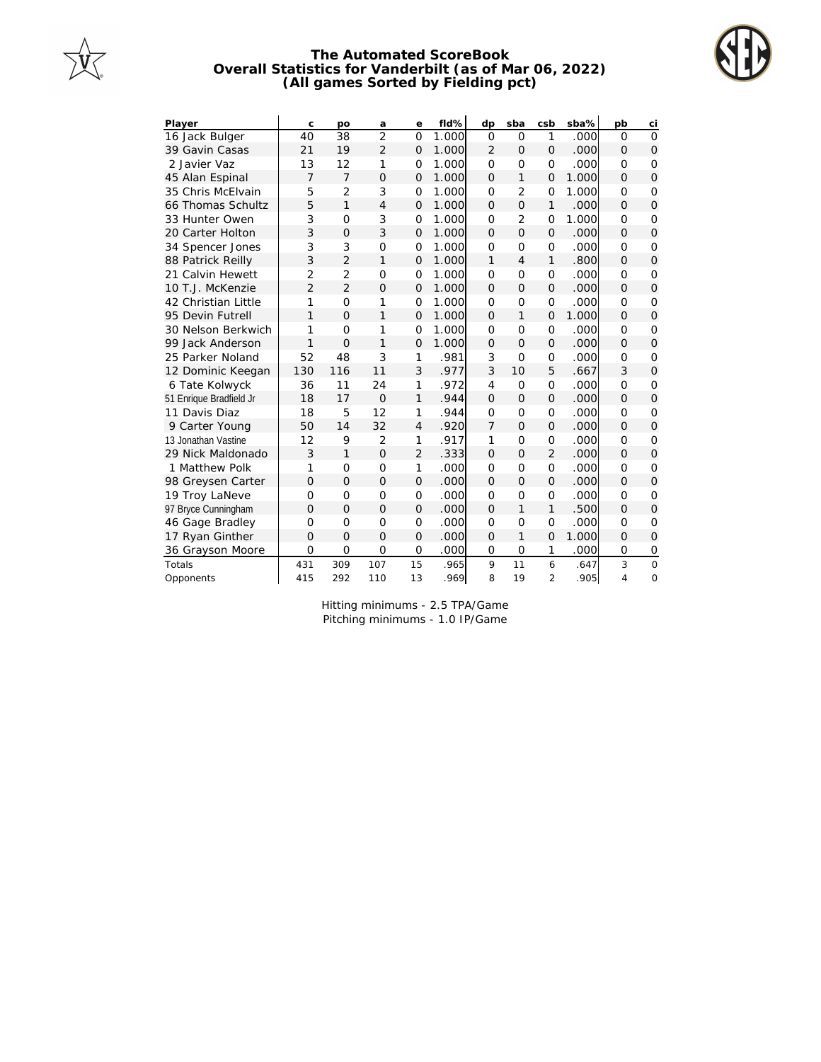# The Automated ScoreBook
## Overall Statistics for Vanderbilt (as of Mar 06, 2022)
### (All games Sorted by Fielding pct)

| Player | c | po | a | e | fld% | dp | sba | csb | sba% | pb | ci |
|---|---|---|---|---|---|---|---|---|---|---|---|
| 16 Jack Bulger | 40 | 38 | 2 | 0 | 1.000 | 0 | 0 | 1 | .000 | 0 | 0 |
| 39 Gavin Casas | 21 | 19 | 2 | 0 | 1.000 | 2 | 0 | 0 | .000 | 0 | 0 |
| 2 Javier Vaz | 13 | 12 | 1 | 0 | 1.000 | 0 | 0 | 0 | .000 | 0 | 0 |
| 45 Alan Espinal | 7 | 7 | 0 | 0 | 1.000 | 0 | 1 | 0 | 1.000 | 0 | 0 |
| 35 Chris McElvain | 5 | 2 | 3 | 0 | 1.000 | 0 | 2 | 0 | 1.000 | 0 | 0 |
| 66 Thomas Schultz | 5 | 1 | 4 | 0 | 1.000 | 0 | 0 | 1 | .000 | 0 | 0 |
| 33 Hunter Owen | 3 | 0 | 3 | 0 | 1.000 | 0 | 2 | 0 | 1.000 | 0 | 0 |
| 20 Carter Holton | 3 | 0 | 3 | 0 | 1.000 | 0 | 0 | 0 | .000 | 0 | 0 |
| 34 Spencer Jones | 3 | 3 | 0 | 0 | 1.000 | 0 | 0 | 0 | .000 | 0 | 0 |
| 88 Patrick Reilly | 3 | 2 | 1 | 0 | 1.000 | 1 | 4 | 1 | .800 | 0 | 0 |
| 21 Calvin Hewett | 2 | 2 | 0 | 0 | 1.000 | 0 | 0 | 0 | .000 | 0 | 0 |
| 10 T.J. McKenzie | 2 | 2 | 0 | 0 | 1.000 | 0 | 0 | 0 | .000 | 0 | 0 |
| 42 Christian Little | 1 | 0 | 1 | 0 | 1.000 | 0 | 0 | 0 | .000 | 0 | 0 |
| 95 Devin Futrell | 1 | 0 | 1 | 0 | 1.000 | 0 | 1 | 0 | 1.000 | 0 | 0 |
| 30 Nelson Berkwich | 1 | 0 | 1 | 0 | 1.000 | 0 | 0 | 0 | .000 | 0 | 0 |
| 99 Jack Anderson | 1 | 0 | 1 | 0 | 1.000 | 0 | 0 | 0 | .000 | 0 | 0 |
| 25 Parker Noland | 52 | 48 | 3 | 1 | .981 | 3 | 0 | 0 | .000 | 0 | 0 |
| 12 Dominic Keegan | 130 | 116 | 11 | 3 | .977 | 3 | 10 | 5 | .667 | 3 | 0 |
| 6 Tate Kolwyck | 36 | 11 | 24 | 1 | .972 | 4 | 0 | 0 | .000 | 0 | 0 |
| 51 Enrique Bradfield Jr | 18 | 17 | 0 | 1 | .944 | 0 | 0 | 0 | .000 | 0 | 0 |
| 11 Davis Diaz | 18 | 5 | 12 | 1 | .944 | 0 | 0 | 0 | .000 | 0 | 0 |
| 9 Carter Young | 50 | 14 | 32 | 4 | .920 | 7 | 0 | 0 | .000 | 0 | 0 |
| 13 Jonathan Vastine | 12 | 9 | 2 | 1 | .917 | 1 | 0 | 0 | .000 | 0 | 0 |
| 29 Nick Maldonado | 3 | 1 | 0 | 2 | .333 | 0 | 0 | 2 | .000 | 0 | 0 |
| 1 Matthew Polk | 1 | 0 | 0 | 1 | .000 | 0 | 0 | 0 | .000 | 0 | 0 |
| 98 Greysen Carter | 0 | 0 | 0 | 0 | .000 | 0 | 0 | 0 | .000 | 0 | 0 |
| 19 Troy LaNeve | 0 | 0 | 0 | 0 | .000 | 0 | 0 | 0 | .000 | 0 | 0 |
| 97 Bryce Cunningham | 0 | 0 | 0 | 0 | .000 | 0 | 1 | 1 | .500 | 0 | 0 |
| 46 Gage Bradley | 0 | 0 | 0 | 0 | .000 | 0 | 0 | 0 | .000 | 0 | 0 |
| 17 Ryan Ginther | 0 | 0 | 0 | 0 | .000 | 0 | 1 | 0 | 1.000 | 0 | 0 |
| 36 Grayson Moore | 0 | 0 | 0 | 0 | .000 | 0 | 0 | 1 | .000 | 0 | 0 |
| Totals | 431 | 309 | 107 | 15 | .965 | 9 | 11 | 6 | .647 | 3 | 0 |
| Opponents | 415 | 292 | 110 | 13 | .969 | 8 | 19 | 2 | .905 | 4 | 0 |

Hitting minimums - 2.5 TPA/Game
Pitching minimums - 1.0 IP/Game